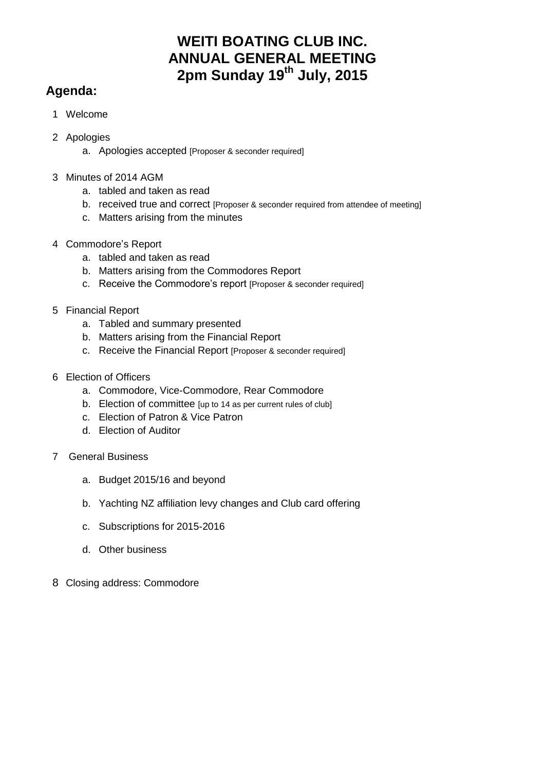# WEITI BOATING CLUB INC.
# ANNUAL GENERAL MEETING
# 2pm Sunday 19th July, 2015

## Agenda:

1. Welcome

2. Apologies
   a. Apologies accepted [Proposer & seconder required]

3. Minutes of 2014 AGM
   a. tabled and taken as read
   b. received true and correct [Proposer & seconder required from attendee of meeting]
   c. Matters arising from the minutes

4. Commodore's Report
   a. tabled and taken as read
   b. Matters arising from the Commodores Report
   c. Receive the Commodore's report [Proposer & seconder required]

5. Financial Report
   a. Tabled and summary presented
   b. Matters arising from the Financial Report
   c. Receive the Financial Report [Proposer & seconder required]

6. Election of Officers
   a. Commodore, Vice-Commodore, Rear Commodore
   b. Election of committee [up to 14 as per current rules of club]
   c. Election of Patron & Vice Patron
   d. Election of Auditor

7. General Business
   a. Budget 2015/16 and beyond
   b. Yachting NZ affiliation levy changes and Club card offering
   c. Subscriptions for 2015-2016
   d. Other business

8. Closing address: Commodore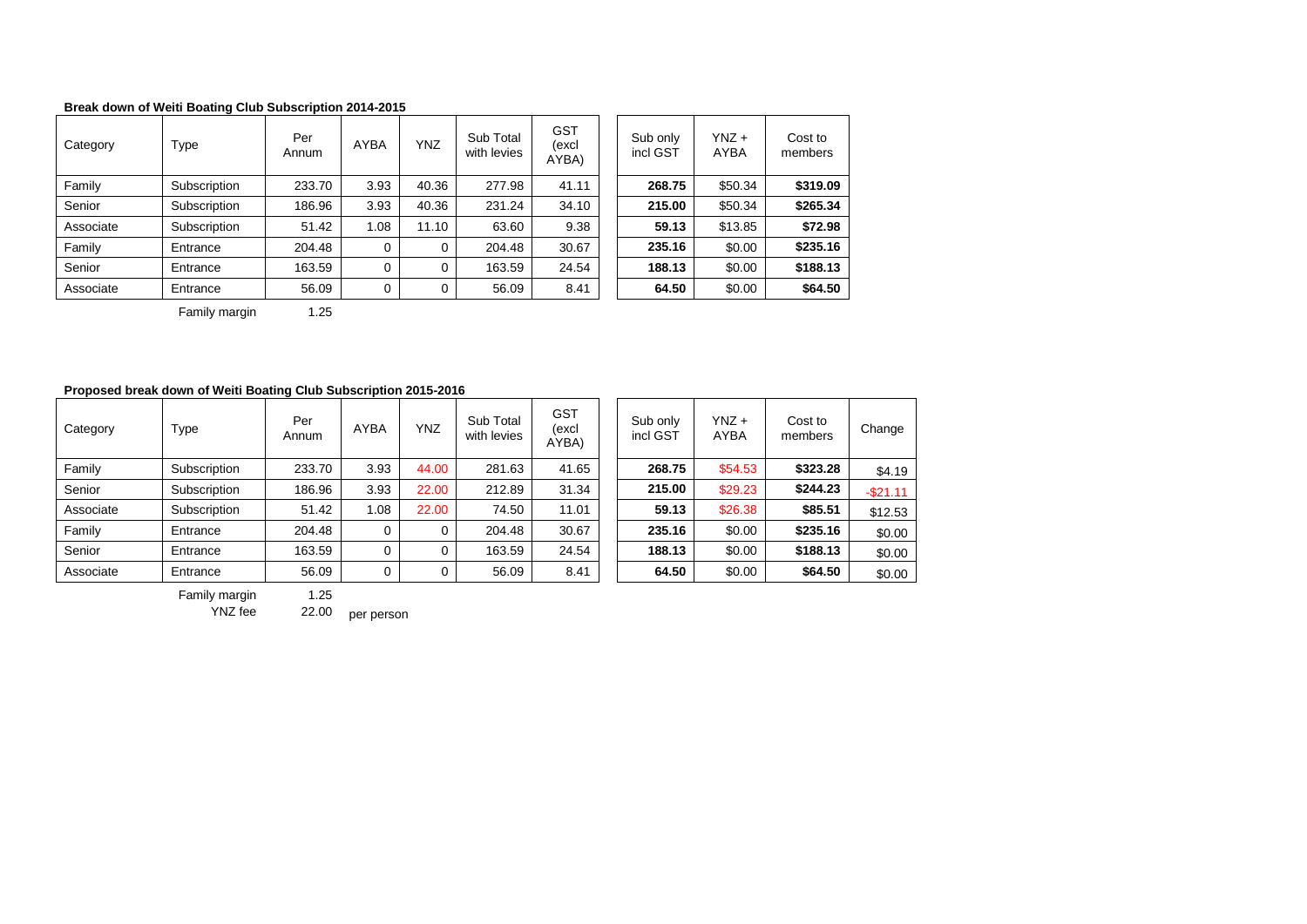**Break down of Weiti Boating Club Subscription 2014-2015**

| Category | Type | Per Annum | AYBA | YNZ | Sub Total with levies | GST (excl AYBA) | Sub only incl GST | YNZ + AYBA | Cost to members |
|---|---|---|---|---|---|---|---|---|---|
| Family | Subscription | 233.70 | 3.93 | 40.36 | 277.98 | 41.11 | **268.75** | $50.34 | **$319.09** |
| Senior | Subscription | 186.96 | 3.93 | 40.36 | 231.24 | 34.10 | **215.00** | $50.34 | **$265.34** |
| Associate | Subscription | 51.42 | 1.08 | 11.10 | 63.60 | 9.38 | **59.13** | $13.85 | **$72.98** |
| Family | Entrance | 204.48 | 0 | 0 | 204.48 | 30.67 | **235.16** | $0.00 | **$235.16** |
| Senior | Entrance | 163.59 | 0 | 0 | 163.59 | 24.54 | **188.13** | $0.00 | **$188.13** |
| Associate | Entrance | 56.09 | 0 | 0 | 56.09 | 8.41 | **64.50** | $0.00 | **$64.50** |

Family margin 1.25

**Proposed break down of Weiti Boating Club Subscription 2015-2016**

| Category | Type | Per Annum | AYBA | YNZ | Sub Total with levies | GST (excl AYBA) | Sub only incl GST | YNZ + AYBA | Cost to members | Change |
|---|---|---|---|---|---|---|---|---|---|---|
| Family | Subscription | 233.70 | 3.93 | 44.00 | 281.63 | 41.65 | **268.75** | $54.53 | **$323.28** | $4.19 |
| Senior | Subscription | 186.96 | 3.93 | 22.00 | 212.89 | 31.34 | **215.00** | $29.23 | **$244.23** | -$21.11 |
| Associate | Subscription | 51.42 | 1.08 | 22.00 | 74.50 | 11.01 | **59.13** | $26.38 | **$85.51** | $12.53 |
| Family | Entrance | 204.48 | 0 | 0 | 204.48 | 30.67 | **235.16** | $0.00 | **$235.16** | $0.00 |
| Senior | Entrance | 163.59 | 0 | 0 | 163.59 | 24.54 | **188.13** | $0.00 | **$188.13** | $0.00 |
| Associate | Entrance | 56.09 | 0 | 0 | 56.09 | 8.41 | **64.50** | $0.00 | **$64.50** | $0.00 |

Family margin 1.25

YNZ fee 22.00 per person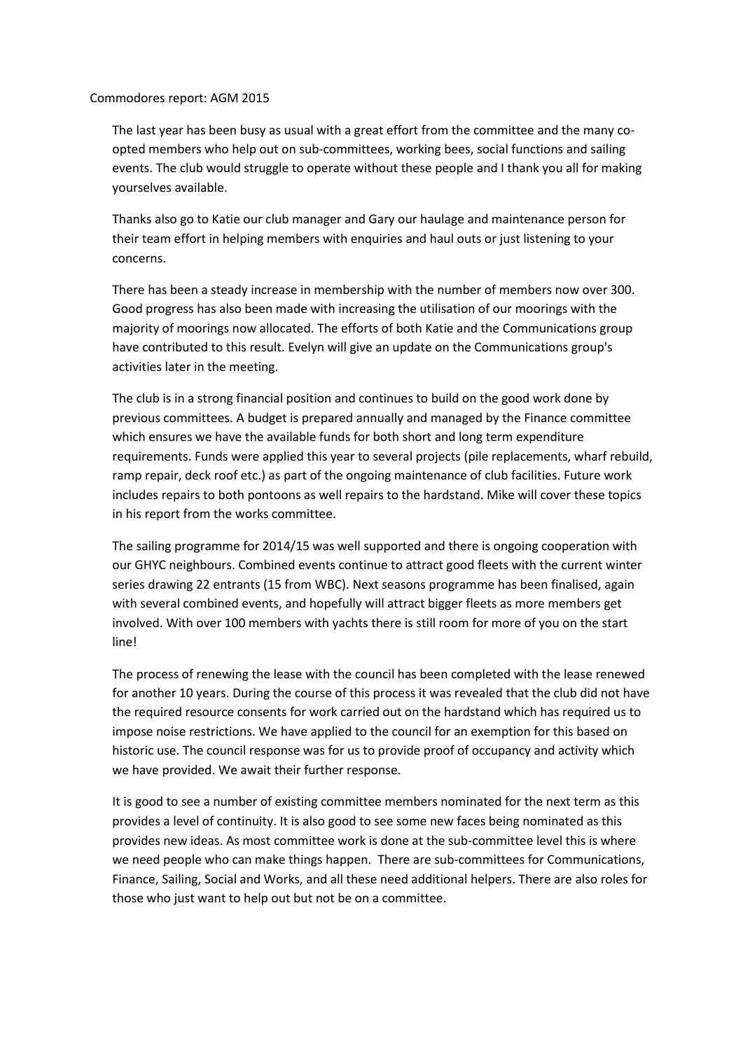Commodores report: AGM 2015

The last year has been busy as usual with a great effort from the committee and the many co-opted members who help out on sub-committees, working bees, social functions and sailing events. The club would struggle to operate without these people and I thank you all for making yourselves available.

Thanks also go to Katie our club manager and Gary our haulage and maintenance person for their team effort in helping members with enquiries and haul outs or just listening to your concerns.

There has been a steady increase in membership with the number of members now over 300. Good progress has also been made with increasing the utilisation of our moorings with the majority of moorings now allocated. The efforts of both Katie and the Communications group have contributed to this result. Evelyn will give an update on the Communications group's activities later in the meeting.

The club is in a strong financial position and continues to build on the good work done by previous committees. A budget is prepared annually and managed by the Finance committee which ensures we have the available funds for both short and long term expenditure requirements. Funds were applied this year to several projects (pile replacements, wharf rebuild, ramp repair, deck roof etc.) as part of the ongoing maintenance of club facilities. Future work includes repairs to both pontoons as well repairs to the hardstand. Mike will cover these topics in his report from the works committee.

The sailing programme for 2014/15 was well supported and there is ongoing cooperation with our GHYC neighbours. Combined events continue to attract good fleets with the current winter series drawing 22 entrants (15 from WBC). Next seasons programme has been finalised, again with several combined events, and hopefully will attract bigger fleets as more members get involved. With over 100 members with yachts there is still room for more of you on the start line!

The process of renewing the lease with the council has been completed with the lease renewed for another 10 years. During the course of this process it was revealed that the club did not have the required resource consents for work carried out on the hardstand which has required us to impose noise restrictions. We have applied to the council for an exemption for this based on historic use. The council response was for us to provide proof of occupancy and activity which we have provided. We await their further response.

It is good to see a number of existing committee members nominated for the next term as this provides a level of continuity. It is also good to see some new faces being nominated as this provides new ideas. As most committee work is done at the sub-committee level this is where we need people who can make things happen. There are sub-committees for Communications, Finance, Sailing, Social and Works, and all these need additional helpers. There are also roles for those who just want to help out but not be on a committee.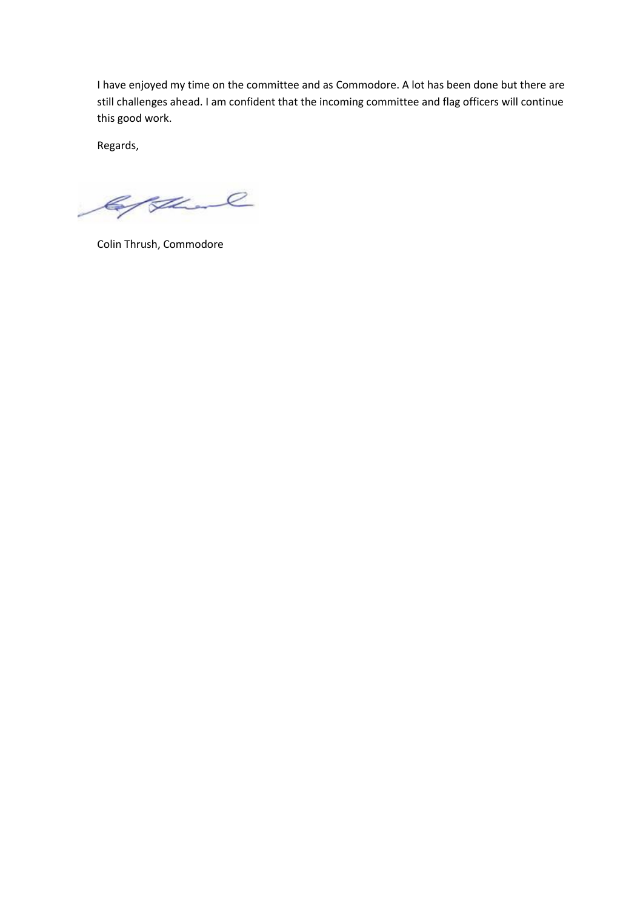I have enjoyed my time on the committee and as Commodore. A lot has been done but there are still challenges ahead. I am confident that the incoming committee and flag officers will continue this good work.

Regards,

Colin Thrush, Commodore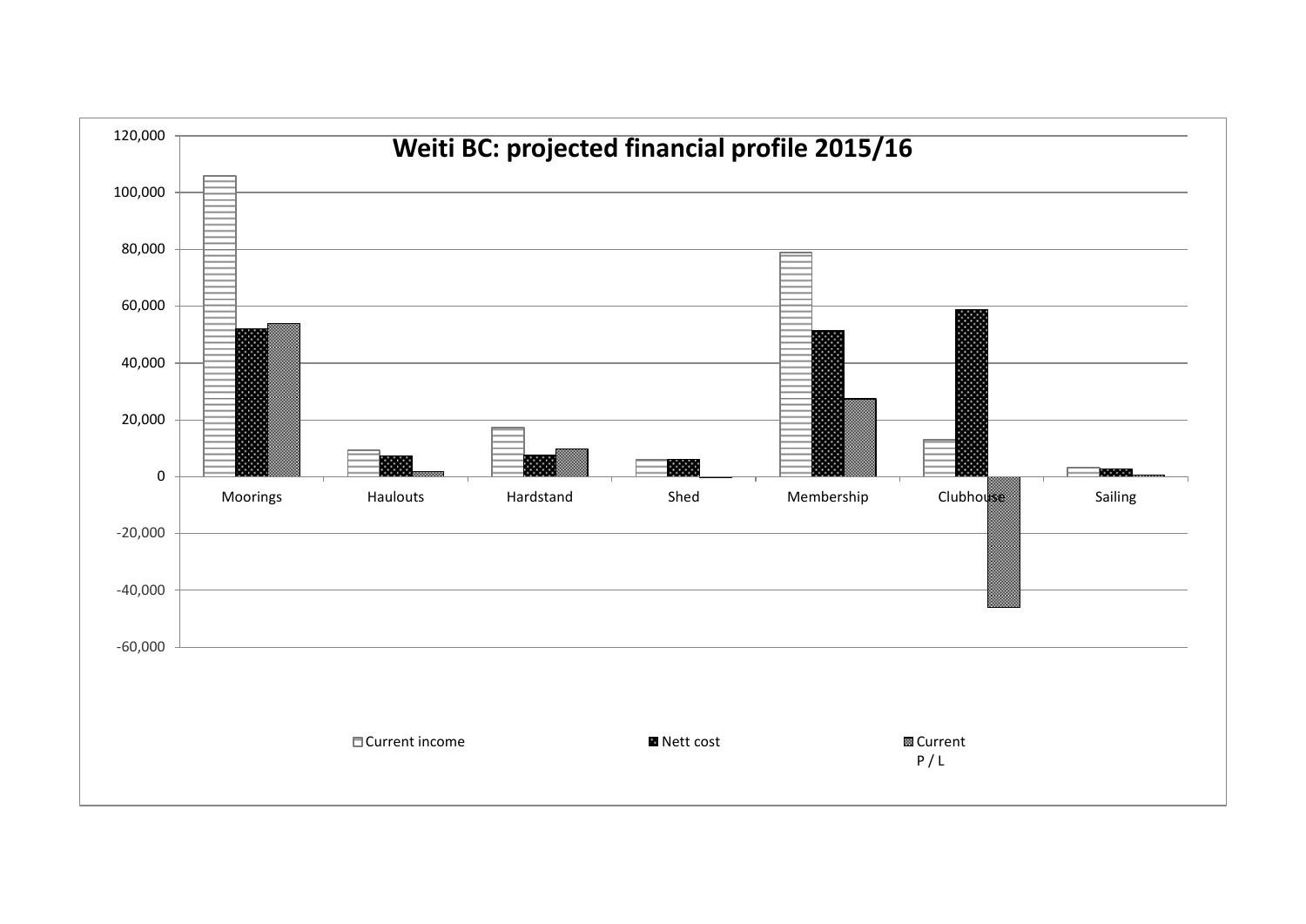Weiti BC: projected financial profile 2015/16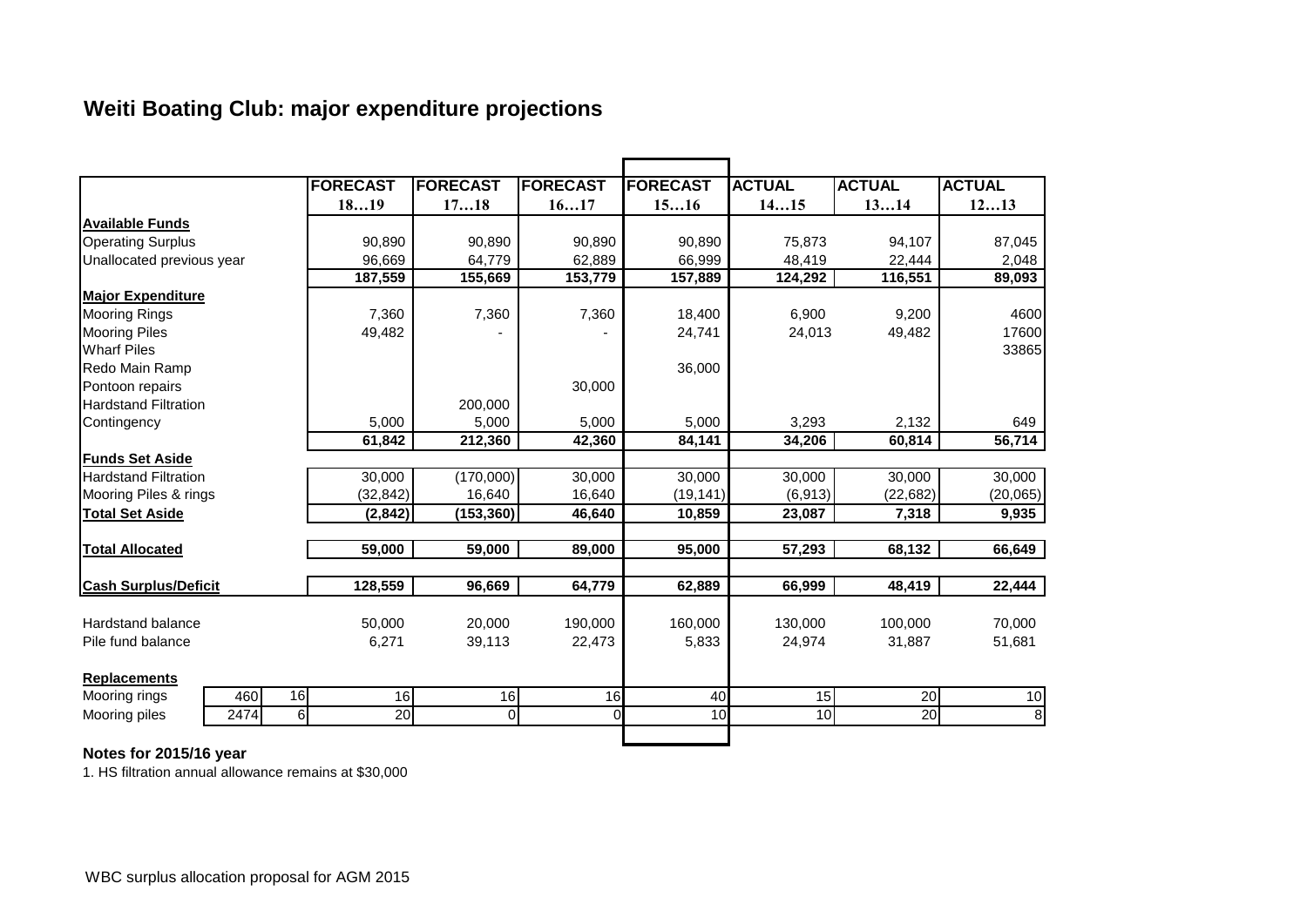# Weiti Boating Club: major expenditure projections

| | | | FORECAST 18…19 | FORECAST 17…18 | FORECAST 16…17 | FORECAST 15…16 | ACTUAL 14…15 | ACTUAL 13…14 | ACTUAL 12…13 |
|---|---|---|---|---|---|---|---|---|---|
| **Available Funds** | | | | | | | | | |
| Operating Surplus | | | 90,890 | 90,890 | 90,890 | 90,890 | 75,873 | 94,107 | 87,045 |
| Unallocated previous year | | | 96,669 | 64,779 | 62,889 | 66,999 | 48,419 | 22,444 | 2,048 |
| | | | **187,559** | **155,669** | **153,779** | **157,889** | **124,292** | **116,551** | **89,093** |
| **Major Expenditure** | | | | | | | | | |
| Mooring Rings | | | 7,360 | 7,360 | 7,360 | 18,400 | 6,900 | 9,200 | 4600 |
| Mooring Piles | | | 49,482 | - | - | 24,741 | 24,013 | 49,482 | 17600 |
| Wharf Piles | | | | | | | | | 33865 |
| Redo Main Ramp | | | | | | 36,000 | | | |
| Pontoon repairs | | | | | 30,000 | | | | |
| Hardstand Filtration | | | | 200,000 | | | | | |
| Contingency | | | 5,000 | 5,000 | 5,000 | 5,000 | 3,293 | 2,132 | 649 |
| | | | **61,842** | **212,360** | **42,360** | **84,141** | **34,206** | **60,814** | **56,714** |
| **Funds Set Aside** | | | | | | | | | |
| Hardstand Filtration | | | 30,000 | (170,000) | 30,000 | 30,000 | 30,000 | 30,000 | 30,000 |
| Mooring Piles & rings | | | (32,842) | 16,640 | 16,640 | (19,141) | (6,913) | (22,682) | (20,065) |
| **Total Set Aside** | | | **(2,842)** | **(153,360)** | **46,640** | **10,859** | **23,087** | **7,318** | **9,935** |
| **Total Allocated** | | | **59,000** | **59,000** | **89,000** | **95,000** | **57,293** | **68,132** | **66,649** |
| **Cash Surplus/Deficit** | | | **128,559** | **96,669** | **64,779** | **62,889** | **66,999** | **48,419** | **22,444** |
| Hardstand balance | | | 50,000 | 20,000 | 190,000 | 160,000 | 130,000 | 100,000 | 70,000 |
| Pile fund balance | | | 6,271 | 39,113 | 22,473 | 5,833 | 24,974 | 31,887 | 51,681 |
| **Replacements** | | | | | | | | | |
| Mooring rings | 460 | 16 | 16 | 16 | 16 | 40 | 15 | 20 | 10 |
| Mooring piles | 2474 | 6 | 20 | 0 | 0 | 10 | 10 | 20 | 8 |

**Notes for 2015/16 year**

1. HS filtration annual allowance remains at $30,000

WBC surplus allocation proposal for AGM 2015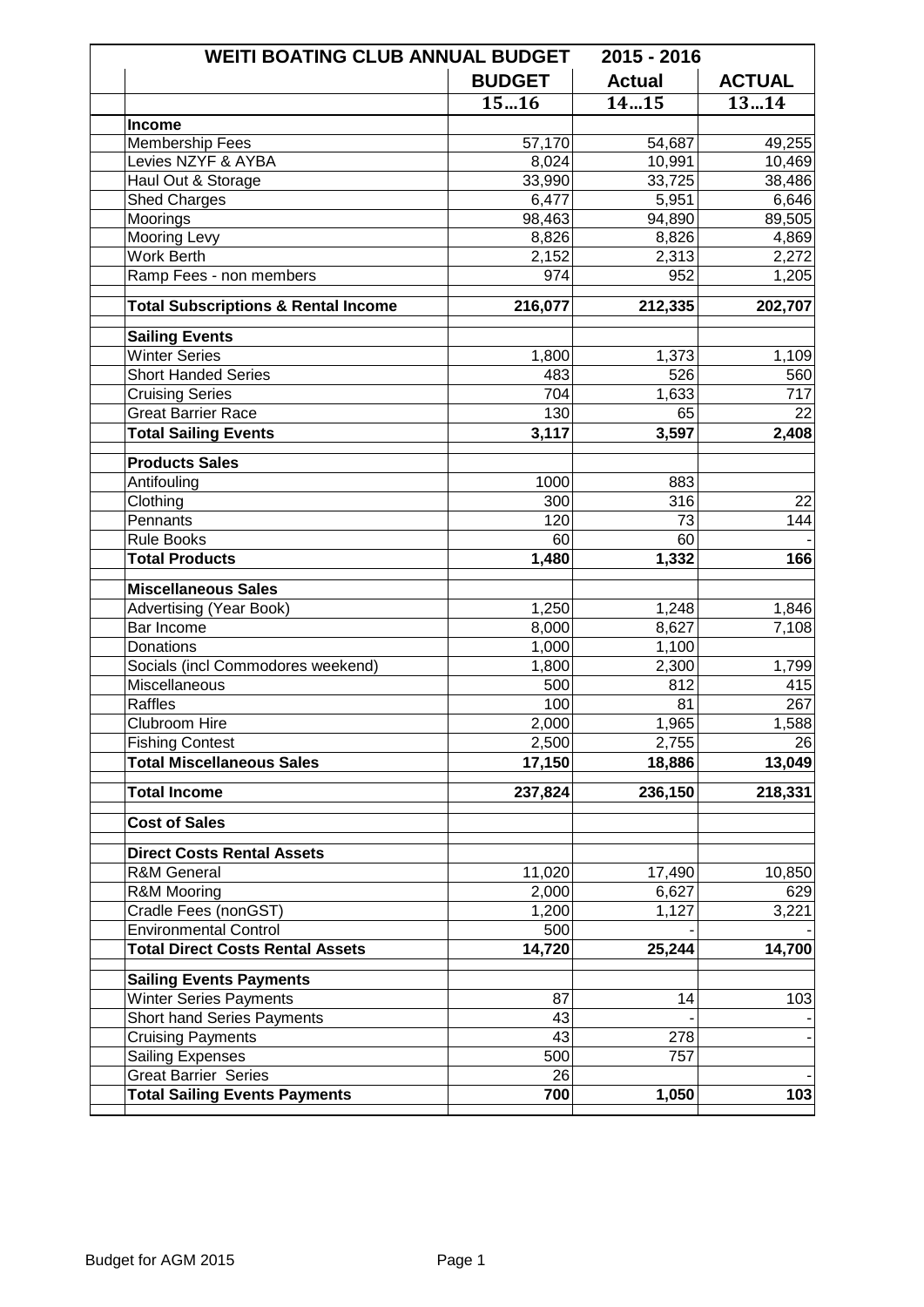| WEITI BOATING CLUB ANNUAL BUDGET 2015 - 2016 | | | |
|---|---|---|---|
| | **BUDGET** | **Actual** | **ACTUAL** |
| | **15...16** | **14...15** | **13...14** |
| **Income** | | | |
| Membership Fees | 57,170 | 54,687 | 49,255 |
| Levies NZYF & AYBA | 8,024 | 10,991 | 10,469 |
| Haul Out & Storage | 33,990 | 33,725 | 38,486 |
| Shed Charges | 6,477 | 5,951 | 6,646 |
| Moorings | 98,463 | 94,890 | 89,505 |
| Mooring Levy | 8,826 | 8,826 | 4,869 |
| Work Berth | 2,152 | 2,313 | 2,272 |
| Ramp Fees - non members | 974 | 952 | 1,205 |
| **Total Subscriptions & Rental Income** | **216,077** | **212,335** | **202,707** |
| **Sailing Events** | | | |
| Winter Series | 1,800 | 1,373 | 1,109 |
| Short Handed Series | 483 | 526 | 560 |
| Cruising Series | 704 | 1,633 | 717 |
| Great Barrier Race | 130 | 65 | 22 |
| **Total Sailing Events** | **3,117** | **3,597** | **2,408** |
| **Products Sales** | | | |
| Antifouling | 1000 | 883 | |
| Clothing | 300 | 316 | 22 |
| Pennants | 120 | 73 | 144 |
| Rule Books | 60 | 60 | - |
| **Total Products** | **1,480** | **1,332** | **166** |
| **Miscellaneous Sales** | | | |
| Advertising (Year Book) | 1,250 | 1,248 | 1,846 |
| Bar Income | 8,000 | 8,627 | 7,108 |
| Donations | 1,000 | 1,100 | |
| Socials (incl Commodores weekend) | 1,800 | 2,300 | 1,799 |
| Miscellaneous | 500 | 812 | 415 |
| Raffles | 100 | 81 | 267 |
| Clubroom Hire | 2,000 | 1,965 | 1,588 |
| Fishing Contest | 2,500 | 2,755 | 26 |
| **Total Miscellaneous Sales** | **17,150** | **18,886** | **13,049** |
| **Total Income** | **237,824** | **236,150** | **218,331** |
| **Cost of Sales** | | | |
| **Direct Costs Rental Assets** | | | |
| R&M General | 11,020 | 17,490 | 10,850 |
| R&M Mooring | 2,000 | 6,627 | 629 |
| Cradle Fees (nonGST) | 1,200 | 1,127 | 3,221 |
| Environmental Control | 500 | - | - |
| **Total Direct Costs Rental Assets** | **14,720** | **25,244** | **14,700** |
| **Sailing Events Payments** | | | |
| Winter Series Payments | 87 | 14 | 103 |
| Short hand Series Payments | 43 | - | - |
| Cruising Payments | 43 | 278 | - |
| Sailing Expenses | 500 | 757 | |
| Great Barrier Series | 26 | | - |
| **Total Sailing Events Payments** | **700** | **1,050** | **103** |

Budget for AGM 2015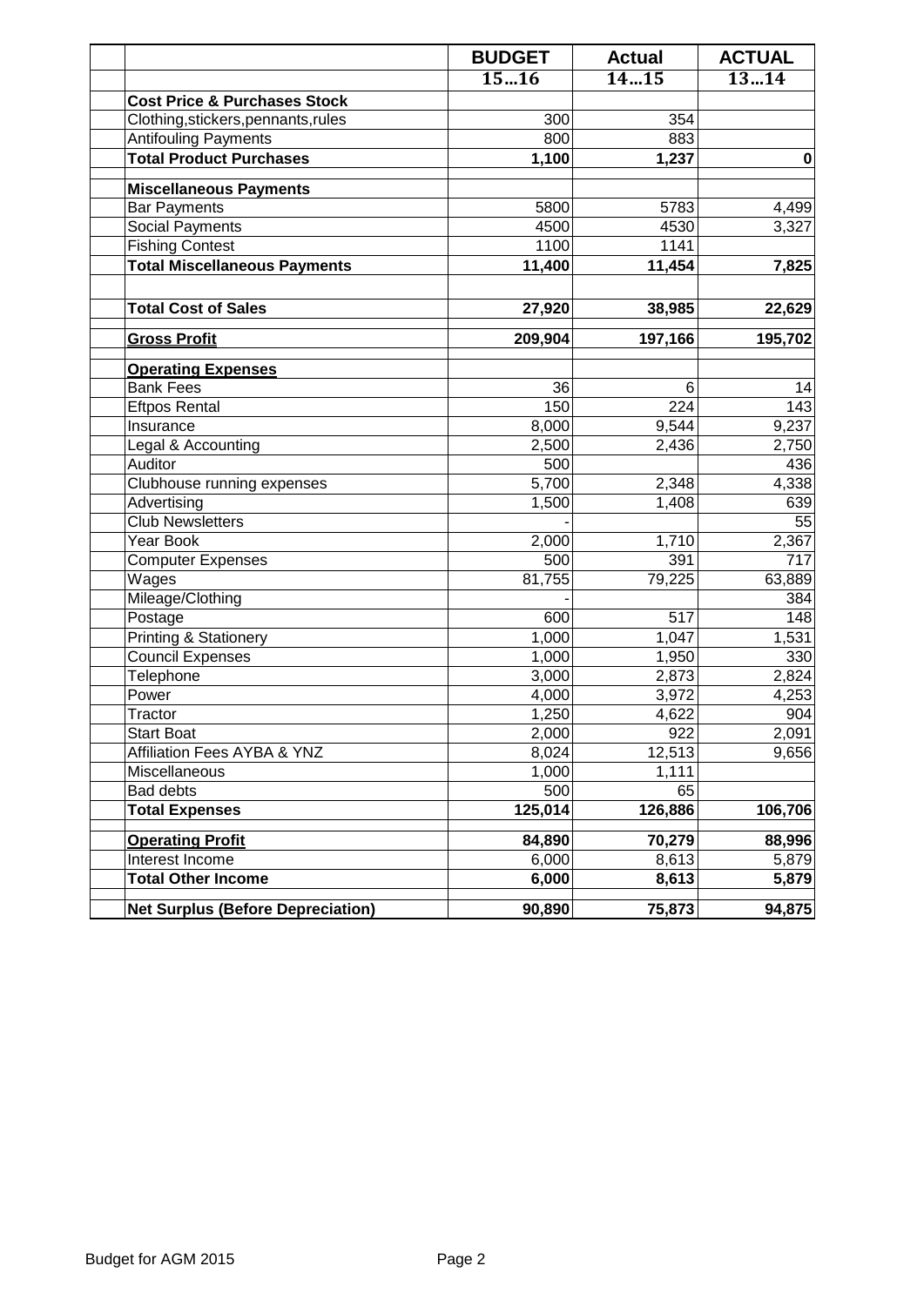| | BUDGET | Actual | ACTUAL |
|---|---|---|---|
| | 15…16 | 14…15 | 13…14 |
| **Cost Price & Purchases Stock** | | | |
| Clothing,stickers,pennants,rules | 300 | 354 | |
| Antifouling Payments | 800 | 883 | |
| **Total Product Purchases** | **1,100** | **1,237** | **0** |
| **Miscellaneous Payments** | | | |
| Bar Payments | 5800 | 5783 | 4,499 |
| Social Payments | 4500 | 4530 | 3,327 |
| Fishing Contest | 1100 | 1141 | |
| **Total Miscellaneous Payments** | **11,400** | **11,454** | **7,825** |
| | | | |
| **Total Cost of Sales** | **27,920** | **38,985** | **22,629** |
| **Gross Profit** | **209,904** | **197,166** | **195,702** |
| **Operating Expenses** | | | |
| Bank Fees | 36 | 6 | 14 |
| Eftpos Rental | 150 | 224 | 143 |
| Insurance | 8,000 | 9,544 | 9,237 |
| Legal & Accounting | 2,500 | 2,436 | 2,750 |
| Auditor | 500 | | 436 |
| Clubhouse running expenses | 5,700 | 2,348 | 4,338 |
| Advertising | 1,500 | 1,408 | 639 |
| Club Newsletters | - | | 55 |
| Year Book | 2,000 | 1,710 | 2,367 |
| Computer Expenses | 500 | 391 | 717 |
| Wages | 81,755 | 79,225 | 63,889 |
| Mileage/Clothing | - | | 384 |
| Postage | 600 | 517 | 148 |
| Printing & Stationery | 1,000 | 1,047 | 1,531 |
| Council Expenses | 1,000 | 1,950 | 330 |
| Telephone | 3,000 | 2,873 | 2,824 |
| Power | 4,000 | 3,972 | 4,253 |
| Tractor | 1,250 | 4,622 | 904 |
| Start Boat | 2,000 | 922 | 2,091 |
| Affiliation Fees AYBA & YNZ | 8,024 | 12,513 | 9,656 |
| Miscellaneous | 1,000 | 1,111 | |
| Bad debts | 500 | 65 | |
| **Total Expenses** | **125,014** | **126,886** | **106,706** |
| **Operating Profit** | **84,890** | **70,279** | **88,996** |
| Interest Income | 6,000 | 8,613 | 5,879 |
| **Total Other Income** | **6,000** | **8,613** | **5,879** |
| **Net Surplus (Before Depreciation)** | **90,890** | **75,873** | **94,875** |